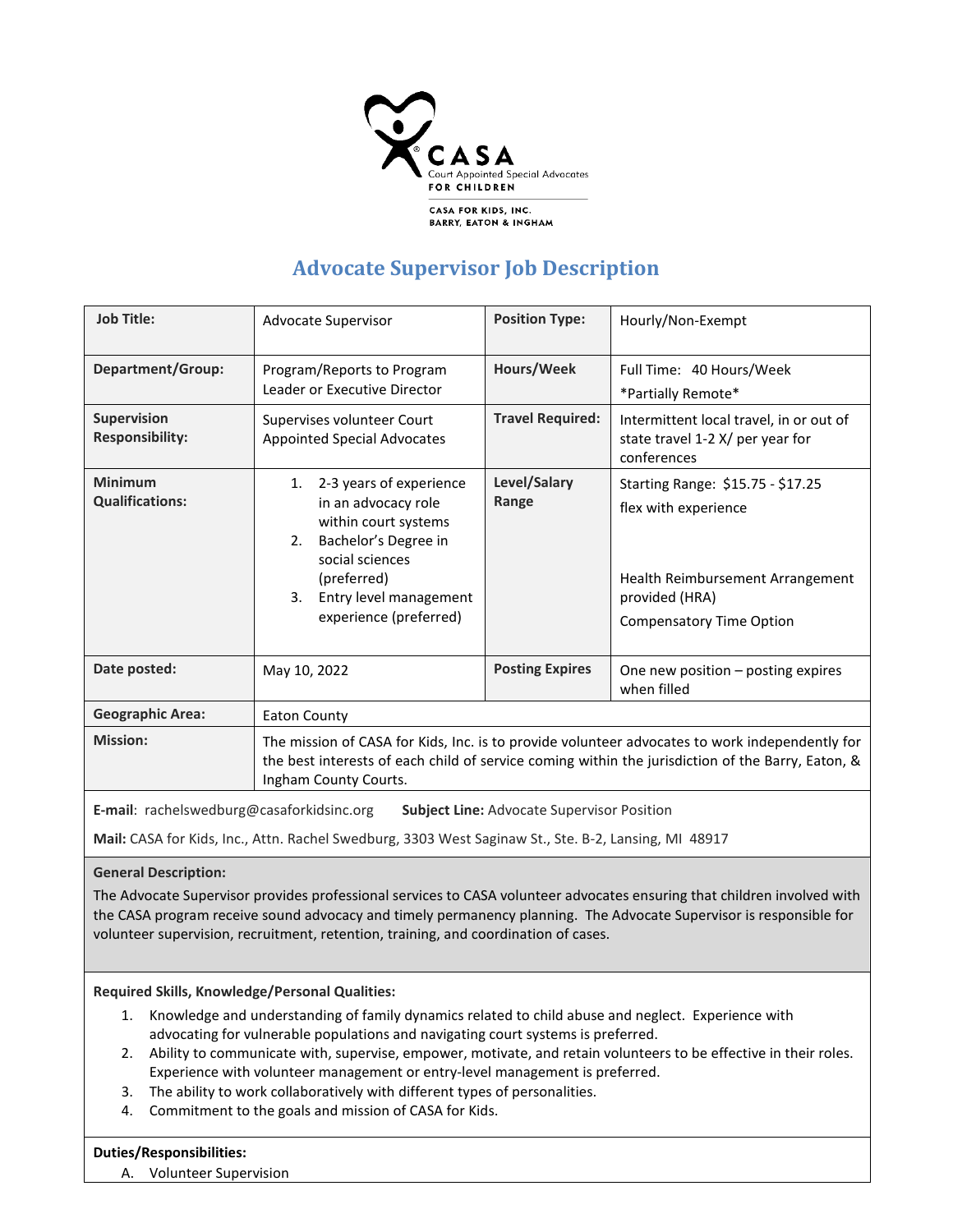CASA

Court Appointed Special Advocates

FOR CHILDREN

CASA FOR KIDS, INC.
BARRY, EATON & INGHAM

# Advocate Supervisor Job Description

| **Job Title:** | Advocate Supervisor | **Position Type:** | Hourly/Non-Exempt |
|---|---|---|---|
| **Department/Group:** | Program/Reports to Program Leader or Executive Director | **Hours/Week** | Full Time: 40 Hours/Week<br>*Partially Remote* |
| **Supervision Responsibility:** | Supervises volunteer Court Appointed Special Advocates | **Travel Required:** | Intermittent local travel, in or out of state travel 1-2 X/ per year for conferences |
| **Minimum Qualifications:** | 1. 2-3 years of experience in an advocacy role within court systems<br>2. Bachelor's Degree in social sciences (preferred)<br>3. Entry level management experience (preferred) | **Level/Salary Range** | Starting Range: $15.75 - $17.25<br>flex with experience<br><br>Health Reimbursement Arrangement provided (HRA)<br>Compensatory Time Option |
| **Date posted:** | May 10, 2022 | **Posting Expires** | One new position – posting expires when filled |
| **Geographic Area:** | Eaton County | | |
| **Mission:** | The mission of CASA for Kids, Inc. is to provide volunteer advocates to work independently for the best interests of each child of service coming within the jurisdiction of the Barry, Eaton, & Ingham County Courts. | | |

**E-mail**: rachelswedburg@casaforkidsinc.org **Subject Line:** Advocate Supervisor Position

**Mail:** CASA for Kids, Inc., Attn. Rachel Swedburg, 3303 West Saginaw St., Ste. B-2, Lansing, MI 48917

**General Description:**

The Advocate Supervisor provides professional services to CASA volunteer advocates ensuring that children involved with the CASA program receive sound advocacy and timely permanency planning. The Advocate Supervisor is responsible for volunteer supervision, recruitment, retention, training, and coordination of cases.

**Required Skills, Knowledge/Personal Qualities:**

1. Knowledge and understanding of family dynamics related to child abuse and neglect. Experience with advocating for vulnerable populations and navigating court systems is preferred.
2. Ability to communicate with, supervise, empower, motivate, and retain volunteers to be effective in their roles. Experience with volunteer management or entry-level management is preferred.
3. The ability to work collaboratively with different types of personalities.
4. Commitment to the goals and mission of CASA for Kids.

**Duties/Responsibilities:**

A. Volunteer Supervision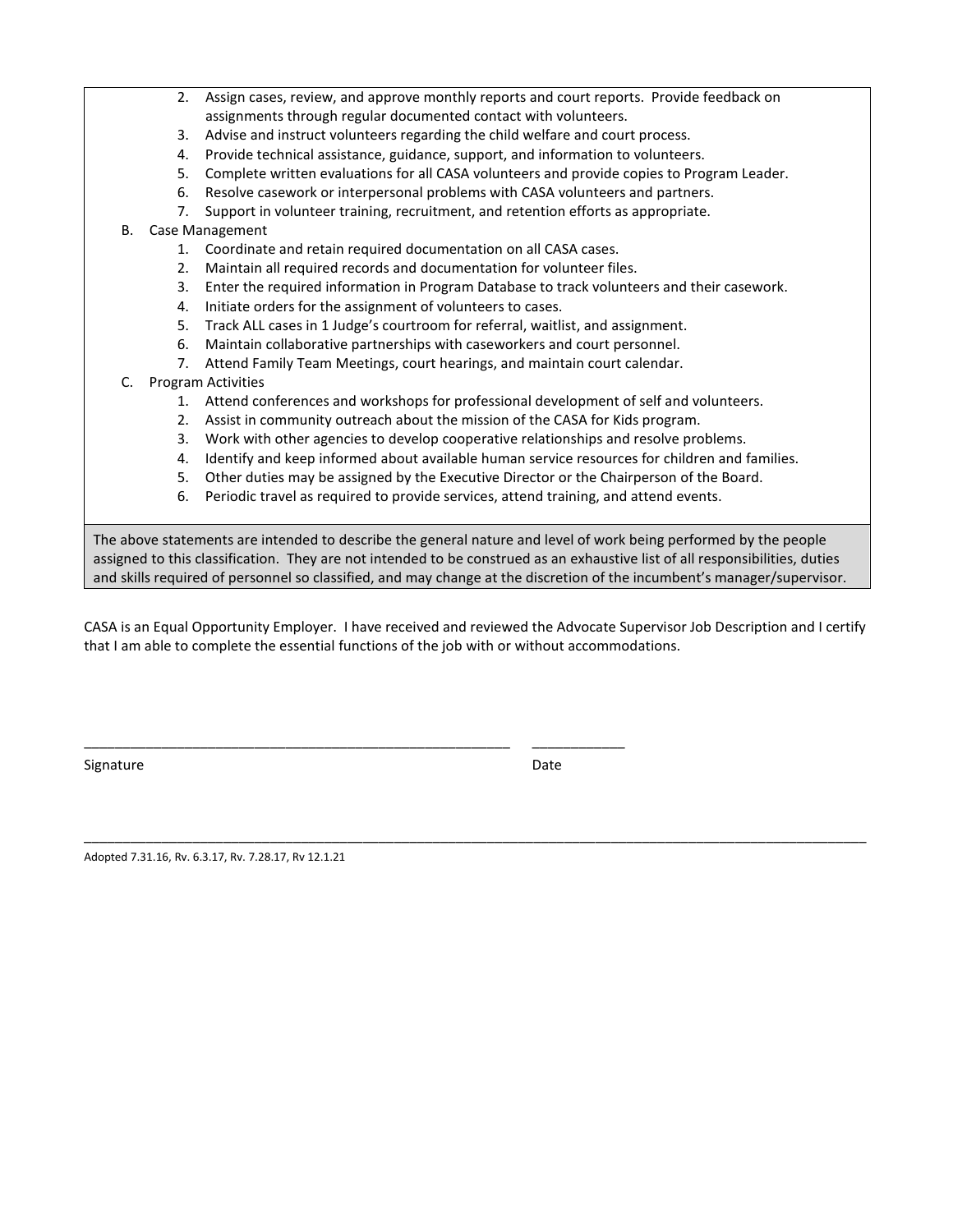2. Assign cases, review, and approve monthly reports and court reports. Provide feedback on assignments through regular documented contact with volunteers.
3. Advise and instruct volunteers regarding the child welfare and court process.
4. Provide technical assistance, guidance, support, and information to volunteers.
5. Complete written evaluations for all CASA volunteers and provide copies to Program Leader.
6. Resolve casework or interpersonal problems with CASA volunteers and partners.
7. Support in volunteer training, recruitment, and retention efforts as appropriate.

B. Case Management
1. Coordinate and retain required documentation on all CASA cases.
2. Maintain all required records and documentation for volunteer files.
3. Enter the required information in Program Database to track volunteers and their casework.
4. Initiate orders for the assignment of volunteers to cases.
5. Track ALL cases in 1 Judge's courtroom for referral, waitlist, and assignment.
6. Maintain collaborative partnerships with caseworkers and court personnel.
7. Attend Family Team Meetings, court hearings, and maintain court calendar.

C. Program Activities
1. Attend conferences and workshops for professional development of self and volunteers.
2. Assist in community outreach about the mission of the CASA for Kids program.
3. Work with other agencies to develop cooperative relationships and resolve problems.
4. Identify and keep informed about available human service resources for children and families.
5. Other duties may be assigned by the Executive Director or the Chairperson of the Board.
6. Periodic travel as required to provide services, attend training, and attend events.

The above statements are intended to describe the general nature and level of work being performed by the people assigned to this classification. They are not intended to be construed as an exhaustive list of all responsibilities, duties and skills required of personnel so classified, and may change at the discretion of the incumbent's manager/supervisor.

CASA is an Equal Opportunity Employer. I have received and reviewed the Advocate Supervisor Job Description and I certify that I am able to complete the essential functions of the job with or without accommodations.

\_\_\_\_\_\_\_\_\_\_\_\_\_\_\_\_\_\_\_\_\_\_\_\_\_\_\_\_\_\_\_\_\_\_\_\_\_\_\_\_\_\_\_\_\_\_\_\_ \_\_\_\_\_\_\_\_\_\_\_\_

Signature Date

Adopted 7.31.16, Rv. 6.3.17, Rv. 7.28.17, Rv 12.1.21